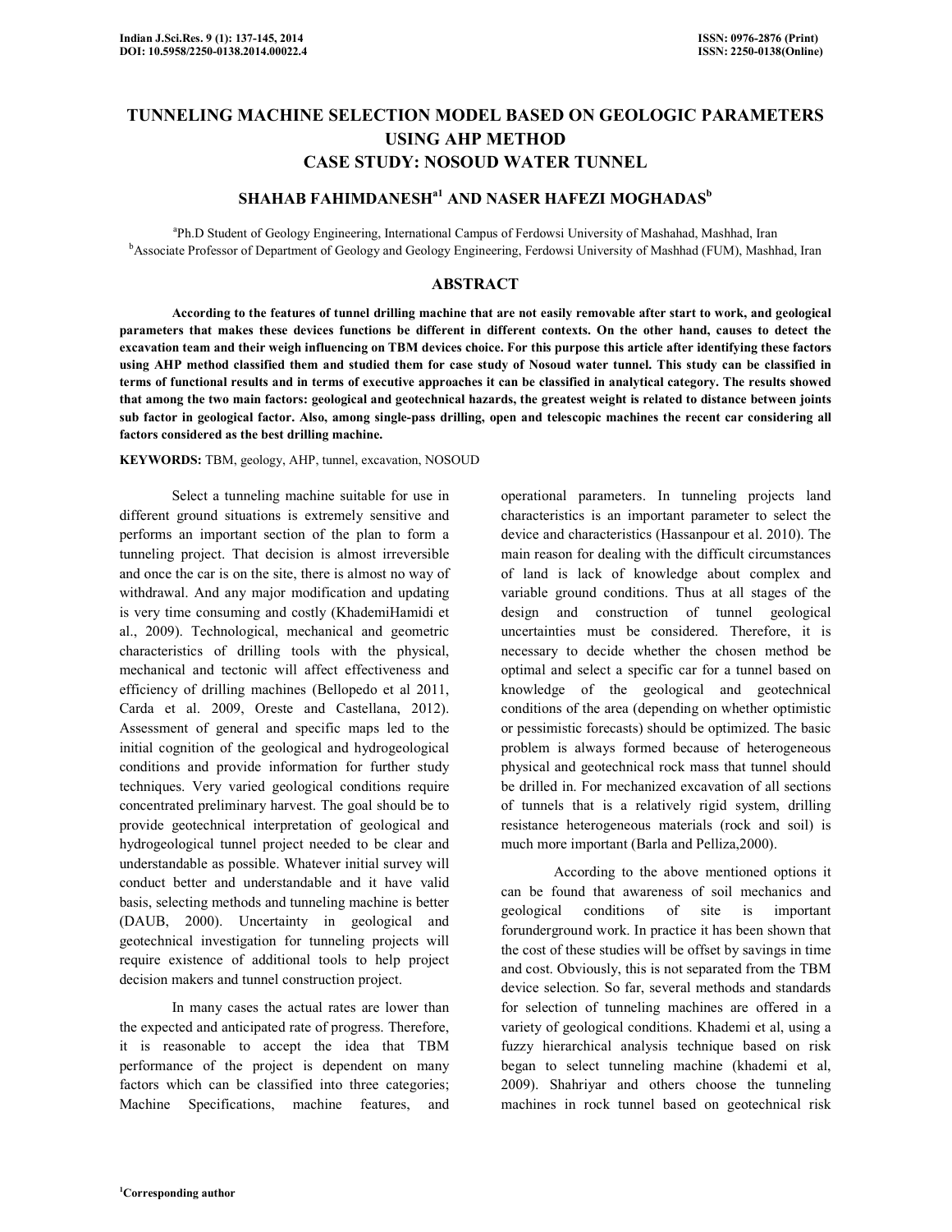# TUNNELING MACHINE SELECTION MODEL BASED ON GEOLOGIC PARAMETERS USING AHP METHOD
# CASE STUDY: NOSOUD WATER TUNNEL

**SHAHAB FAHIMDANESH[a1] AND NASER HAFEZI MOGHADAS[b]**

[a]Ph.D Student of Geology Engineering, International Campus of Ferdowsi University of Mashahad, Mashhad, Iran
[b]Associate Professor of Department of Geology and Geology Engineering, Ferdowsi University of Mashhad (FUM), Mashhad, Iran

## ABSTRACT

**According to the features of tunnel drilling machine that are not easily removable after start to work, and geological parameters that makes these devices functions be different in different contexts. On the other hand, causes to detect the excavation team and their weigh influencing on TBM devices choice. For this purpose this article after identifying these factors using AHP method classified them and studied them for case study of Nosoud water tunnel. This study can be classified in terms of functional results and in terms of executive approaches it can be classified in analytical category. The results showed that among the two main factors: geological and geotechnical hazards, the greatest weight is related to distance between joints sub factor in geological factor. Also, among single-pass drilling, open and telescopic machines the recent car considering all factors considered as the best drilling machine.**

**KEYWORDS:** TBM, geology, AHP, tunnel, excavation, NOSOUD

Select a tunneling machine suitable for use in different ground situations is extremely sensitive and performs an important section of the plan to form a tunneling project. That decision is almost irreversible and once the car is on the site, there is almost no way of withdrawal. And any major modification and updating is very time consuming and costly (KhademiHamidi et al., 2009). Technological, mechanical and geometric characteristics of drilling tools with the physical, mechanical and tectonic will affect effectiveness and efficiency of drilling machines (Bellopedo et al 2011, Carda et al. 2009, Oreste and Castellana, 2012). Assessment of general and specific maps led to the initial cognition of the geological and hydrogeological conditions and provide information for further study techniques. Very varied geological conditions require concentrated preliminary harvest. The goal should be to provide geotechnical interpretation of geological and hydrogeological tunnel project needed to be clear and understandable as possible. Whatever initial survey will conduct better and understandable and it have valid basis, selecting methods and tunneling machine is better (DAUB, 2000). Uncertainty in geological and geotechnical investigation for tunneling projects will require existence of additional tools to help project decision makers and tunnel construction project.

In many cases the actual rates are lower than the expected and anticipated rate of progress. Therefore, it is reasonable to accept the idea that TBM performance of the project is dependent on many factors which can be classified into three categories; Machine Specifications, machine features, and operational parameters. In tunneling projects land characteristics is an important parameter to select the device and characteristics (Hassanpour et al. 2010). The main reason for dealing with the difficult circumstances of land is lack of knowledge about complex and variable ground conditions. Thus at all stages of the design and construction of tunnel geological uncertainties must be considered. Therefore, it is necessary to decide whether the chosen method be optimal and select a specific car for a tunnel based on knowledge of the geological and geotechnical conditions of the area (depending on whether optimistic or pessimistic forecasts) should be optimized. The basic problem is always formed because of heterogeneous physical and geotechnical rock mass that tunnel should be drilled in. For mechanized excavation of all sections of tunnels that is a relatively rigid system, drilling resistance heterogeneous materials (rock and soil) is much more important (Barla and Pelliza,2000).

According to the above mentioned options it can be found that awareness of soil mechanics and geological conditions of site is important forunderground work. In practice it has been shown that the cost of these studies will be offset by savings in time and cost. Obviously, this is not separated from the TBM device selection. So far, several methods and standards for selection of tunneling machines are offered in a variety of geological conditions. Khademi et al, using a fuzzy hierarchical analysis technique based on risk began to select tunneling machine (khademi et al, 2009). Shahriyar and others choose the tunneling machines in rock tunnel based on geotechnical risk

[1]Corresponding author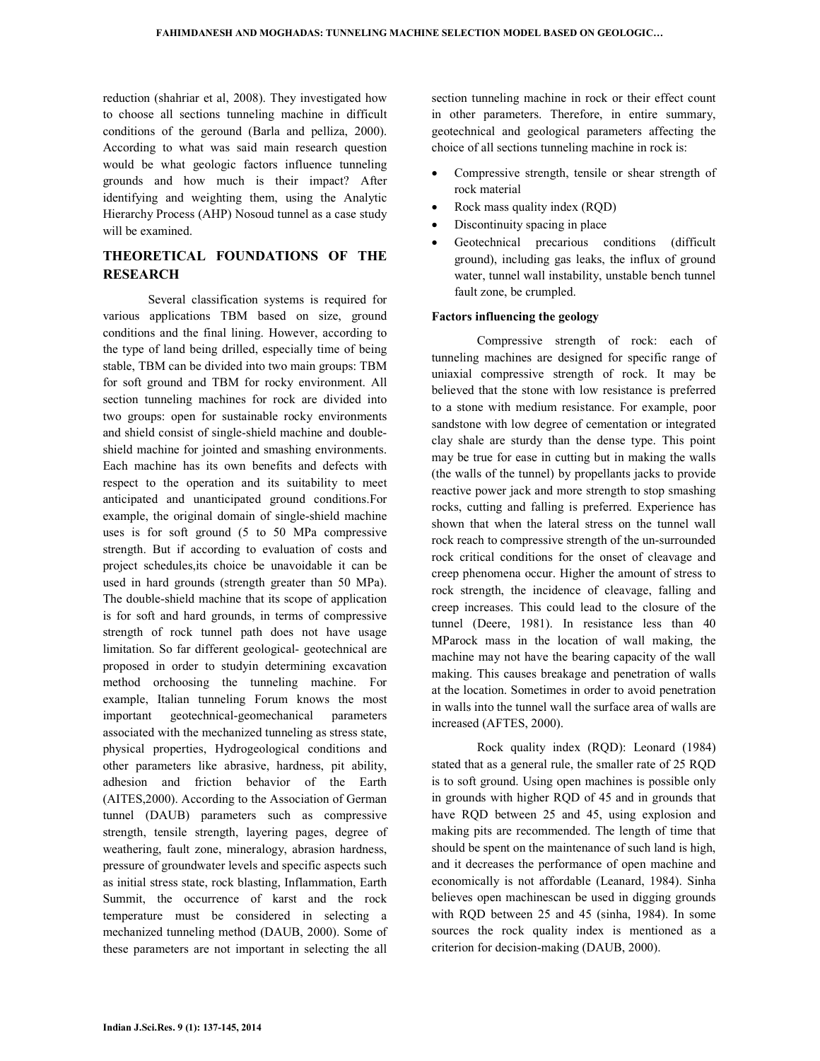reduction (shahriar et al, 2008). They investigated how to choose all sections tunneling machine in difficult conditions of the geround (Barla and pelliza, 2000). According to what was said main research question would be what geologic factors influence tunneling grounds and how much is their impact? After identifying and weighting them, using the Analytic Hierarchy Process (AHP) Nosoud tunnel as a case study will be examined.

## THEORETICAL FOUNDATIONS OF THE RESEARCH

Several classification systems is required for various applications TBM based on size, ground conditions and the final lining. However, according to the type of land being drilled, especially time of being stable, TBM can be divided into two main groups: TBM for soft ground and TBM for rocky environment. All section tunneling machines for rock are divided into two groups: open for sustainable rocky environments and shield consist of single-shield machine and double-shield machine for jointed and smashing environments. Each machine has its own benefits and defects with respect to the operation and its suitability to meet anticipated and unanticipated ground conditions.For example, the original domain of single-shield machine uses is for soft ground (5 to 50 MPa compressive strength. But if according to evaluation of costs and project schedules,its choice be unavoidable it can be used in hard grounds (strength greater than 50 MPa). The double-shield machine that its scope of application is for soft and hard grounds, in terms of compressive strength of rock tunnel path does not have usage limitation. So far different geological- geotechnical are proposed in order to studyin determining excavation method orchoosing the tunneling machine. For example, Italian tunneling Forum knows the most important geotechnical-geomechanical parameters associated with the mechanized tunneling as stress state, physical properties, Hydrogeological conditions and other parameters like abrasive, hardness, pit ability, adhesion and friction behavior of the Earth (AITES,2000). According to the Association of German tunnel (DAUB) parameters such as compressive strength, tensile strength, layering pages, degree of weathering, fault zone, mineralogy, abrasion hardness, pressure of groundwater levels and specific aspects such as initial stress state, rock blasting, Inflammation, Earth Summit, the occurrence of karst and the rock temperature must be considered in selecting a mechanized tunneling method (DAUB, 2000). Some of these parameters are not important in selecting the all section tunneling machine in rock or their effect count in other parameters. Therefore, in entire summary, geotechnical and geological parameters affecting the choice of all sections tunneling machine in rock is:

- Compressive strength, tensile or shear strength of rock material
- Rock mass quality index (RQD)
- Discontinuity spacing in place
- Geotechnical precarious conditions (difficult ground), including gas leaks, the influx of ground water, tunnel wall instability, unstable bench tunnel fault zone, be crumpled.

**Factors influencing the geology**

Compressive strength of rock: each of tunneling machines are designed for specific range of uniaxial compressive strength of rock. It may be believed that the stone with low resistance is preferred to a stone with medium resistance. For example, poor sandstone with low degree of cementation or integrated clay shale are sturdy than the dense type. This point may be true for ease in cutting but in making the walls (the walls of the tunnel) by propellants jacks to provide reactive power jack and more strength to stop smashing rocks, cutting and falling is preferred. Experience has shown that when the lateral stress on the tunnel wall rock reach to compressive strength of the un-surrounded rock critical conditions for the onset of cleavage and creep phenomena occur. Higher the amount of stress to rock strength, the incidence of cleavage, falling and creep increases. This could lead to the closure of the tunnel (Deere, 1981). In resistance less than 40 MParock mass in the location of wall making, the machine may not have the bearing capacity of the wall making. This causes breakage and penetration of walls at the location. Sometimes in order to avoid penetration in walls into the tunnel wall the surface area of walls are increased (AFTES, 2000).

Rock quality index (RQD): Leonard (1984) stated that as a general rule, the smaller rate of 25 RQD is to soft ground. Using open machines is possible only in grounds with higher RQD of 45 and in grounds that have RQD between 25 and 45, using explosion and making pits are recommended. The length of time that should be spent on the maintenance of such land is high, and it decreases the performance of open machine and economically is not affordable (Leanard, 1984). Sinha believes open machinescan be used in digging grounds with RQD between 25 and 45 (sinha, 1984). In some sources the rock quality index is mentioned as a criterion for decision-making (DAUB, 2000).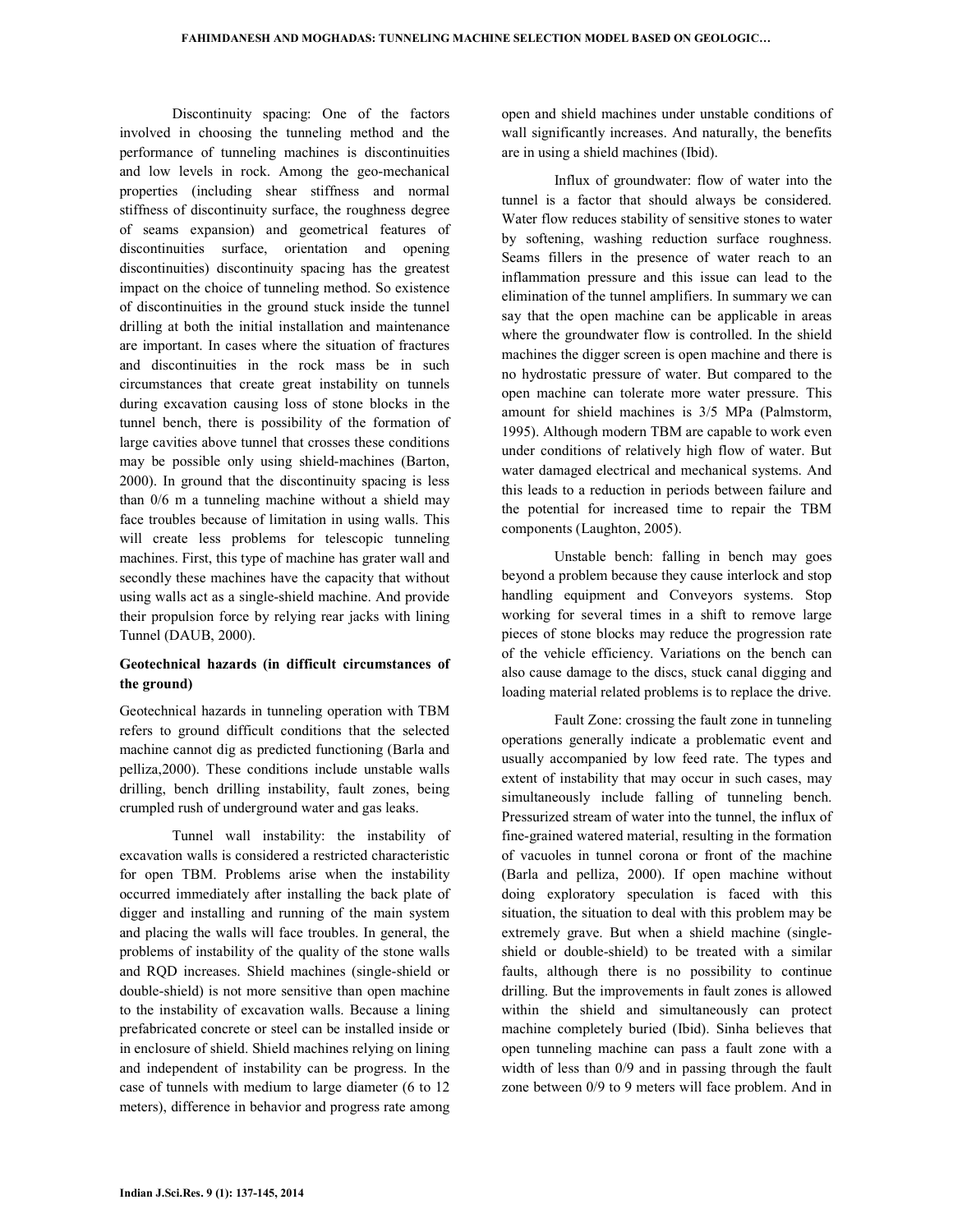Discontinuity spacing: One of the factors involved in choosing the tunneling method and the performance of tunneling machines is discontinuities and low levels in rock. Among the geo-mechanical properties (including shear stiffness and normal stiffness of discontinuity surface, the roughness degree of seams expansion) and geometrical features of discontinuities surface, orientation and opening discontinuities) discontinuity spacing has the greatest impact on the choice of tunneling method. So existence of discontinuities in the ground stuck inside the tunnel drilling at both the initial installation and maintenance are important. In cases where the situation of fractures and discontinuities in the rock mass be in such circumstances that create great instability on tunnels during excavation causing loss of stone blocks in the tunnel bench, there is possibility of the formation of large cavities above tunnel that crosses these conditions may be possible only using shield-machines (Barton, 2000). In ground that the discontinuity spacing is less than 0/6 m a tunneling machine without a shield may face troubles because of limitation in using walls. This will create less problems for telescopic tunneling machines. First, this type of machine has grater wall and secondly these machines have the capacity that without using walls act as a single-shield machine. And provide their propulsion force by relying rear jacks with lining Tunnel (DAUB, 2000).

## Geotechnical hazards (in difficult circumstances of the ground)

Geotechnical hazards in tunneling operation with TBM refers to ground difficult conditions that the selected machine cannot dig as predicted functioning (Barla and pelliza,2000). These conditions include unstable walls drilling, bench drilling instability, fault zones, being crumpled rush of underground water and gas leaks.

Tunnel wall instability: the instability of excavation walls is considered a restricted characteristic for open TBM. Problems arise when the instability occurred immediately after installing the back plate of digger and installing and running of the main system and placing the walls will face troubles. In general, the problems of instability of the quality of the stone walls and RQD increases. Shield machines (single-shield or double-shield) is not more sensitive than open machine to the instability of excavation walls. Because a lining prefabricated concrete or steel can be installed inside or in enclosure of shield. Shield machines relying on lining and independent of instability can be progress. In the case of tunnels with medium to large diameter (6 to 12 meters), difference in behavior and progress rate among open and shield machines under unstable conditions of wall significantly increases. And naturally, the benefits are in using a shield machines (Ibid).

Influx of groundwater: flow of water into the tunnel is a factor that should always be considered. Water flow reduces stability of sensitive stones to water by softening, washing reduction surface roughness. Seams fillers in the presence of water reach to an inflammation pressure and this issue can lead to the elimination of the tunnel amplifiers. In summary we can say that the open machine can be applicable in areas where the groundwater flow is controlled. In the shield machines the digger screen is open machine and there is no hydrostatic pressure of water. But compared to the open machine can tolerate more water pressure. This amount for shield machines is 3/5 MPa (Palmstorm, 1995). Although modern TBM are capable to work even under conditions of relatively high flow of water. But water damaged electrical and mechanical systems. And this leads to a reduction in periods between failure and the potential for increased time to repair the TBM components (Laughton, 2005).

Unstable bench: falling in bench may goes beyond a problem because they cause interlock and stop handling equipment and Conveyors systems. Stop working for several times in a shift to remove large pieces of stone blocks may reduce the progression rate of the vehicle efficiency. Variations on the bench can also cause damage to the discs, stuck canal digging and loading material related problems is to replace the drive.

Fault Zone: crossing the fault zone in tunneling operations generally indicate a problematic event and usually accompanied by low feed rate. The types and extent of instability that may occur in such cases, may simultaneously include falling of tunneling bench. Pressurized stream of water into the tunnel, the influx of fine-grained watered material, resulting in the formation of vacuoles in tunnel corona or front of the machine (Barla and pelliza, 2000). If open machine without doing exploratory speculation is faced with this situation, the situation to deal with this problem may be extremely grave. But when a shield machine (single-shield or double-shield) to be treated with a similar faults, although there is no possibility to continue drilling. But the improvements in fault zones is allowed within the shield and simultaneously can protect machine completely buried (Ibid). Sinha believes that open tunneling machine can pass a fault zone with a width of less than 0/9 and in passing through the fault zone between 0/9 to 9 meters will face problem. And in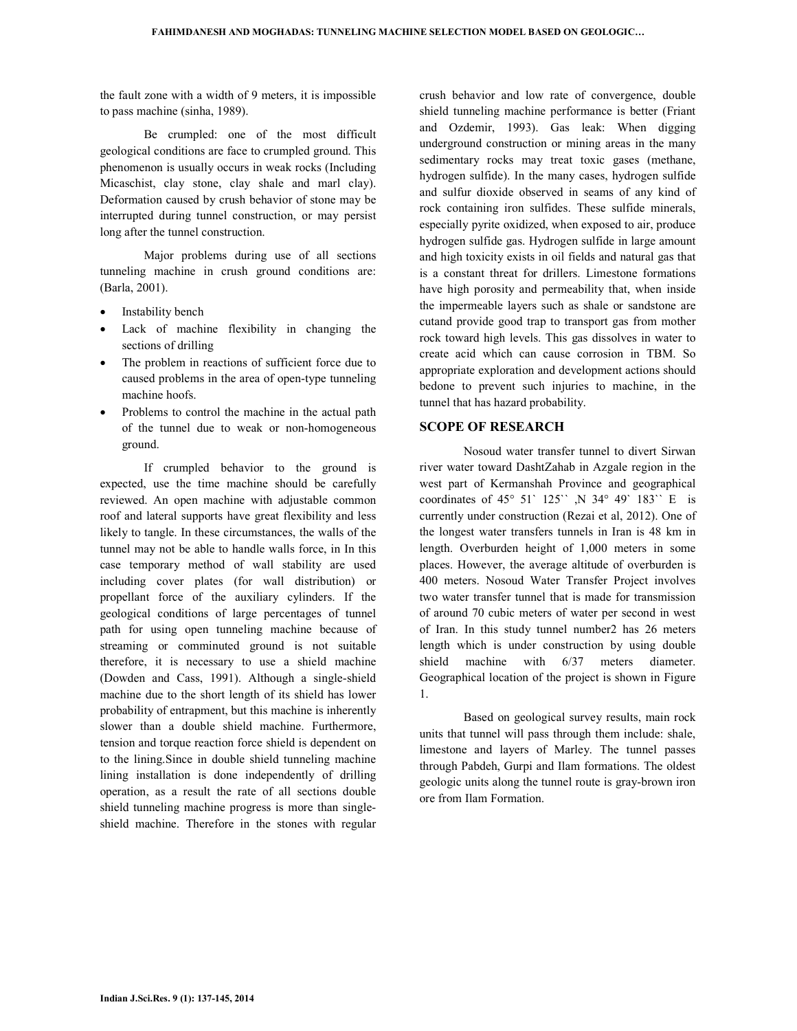the fault zone with a width of 9 meters, it is impossible to pass machine (sinha, 1989).

Be crumpled: one of the most difficult geological conditions are face to crumpled ground. This phenomenon is usually occurs in weak rocks (Including Micaschist, clay stone, clay shale and marl clay). Deformation caused by crush behavior of stone may be interrupted during tunnel construction, or may persist long after the tunnel construction.

Major problems during use of all sections tunneling machine in crush ground conditions are: (Barla, 2001).

- Instability bench
- Lack of machine flexibility in changing the sections of drilling
- The problem in reactions of sufficient force due to caused problems in the area of open-type tunneling machine hoofs.
- Problems to control the machine in the actual path of the tunnel due to weak or non-homogeneous ground.

If crumpled behavior to the ground is expected, use the time machine should be carefully reviewed. An open machine with adjustable common roof and lateral supports have great flexibility and less likely to tangle. In these circumstances, the walls of the tunnel may not be able to handle walls force, in In this case temporary method of wall stability are used including cover plates (for wall distribution) or propellant force of the auxiliary cylinders. If the geological conditions of large percentages of tunnel path for using open tunneling machine because of streaming or comminuted ground is not suitable therefore, it is necessary to use a shield machine (Dowden and Cass, 1991). Although a single-shield machine due to the short length of its shield has lower probability of entrapment, but this machine is inherently slower than a double shield machine. Furthermore, tension and torque reaction force shield is dependent on to the lining.Since in double shield tunneling machine lining installation is done independently of drilling operation, as a result the rate of all sections double shield tunneling machine progress is more than single-shield machine. Therefore in the stones with regular crush behavior and low rate of convergence, double shield tunneling machine performance is better (Friant and Ozdemir, 1993). Gas leak: When digging underground construction or mining areas in the many sedimentary rocks may treat toxic gases (methane, hydrogen sulfide). In the many cases, hydrogen sulfide and sulfur dioxide observed in seams of any kind of rock containing iron sulfides. These sulfide minerals, especially pyrite oxidized, when exposed to air, produce hydrogen sulfide gas. Hydrogen sulfide in large amount and high toxicity exists in oil fields and natural gas that is a constant threat for drillers. Limestone formations have high porosity and permeability that, when inside the impermeable layers such as shale or sandstone are cutand provide good trap to transport gas from mother rock toward high levels. This gas dissolves in water to create acid which can cause corrosion in TBM. So appropriate exploration and development actions should bedone to prevent such injuries to machine, in the tunnel that has hazard probability.

## SCOPE OF RESEARCH

Nosoud water transfer tunnel to divert Sirwan river water toward DashtZahab in Azgale region in the west part of Kermanshah Province and geographical coordinates of 45° 51` 125`` ,N 34° 49` 183`` E is currently under construction (Rezai et al, 2012). One of the longest water transfers tunnels in Iran is 48 km in length. Overburden height of 1,000 meters in some places. However, the average altitude of overburden is 400 meters. Nosoud Water Transfer Project involves two water transfer tunnel that is made for transmission of around 70 cubic meters of water per second in west of Iran. In this study tunnel number2 has 26 meters length which is under construction by using double shield machine with 6/37 meters diameter. Geographical location of the project is shown in Figure 1.

Based on geological survey results, main rock units that tunnel will pass through them include: shale, limestone and layers of Marley. The tunnel passes through Pabdeh, Gurpi and Ilam formations. The oldest geologic units along the tunnel route is gray-brown iron ore from Ilam Formation.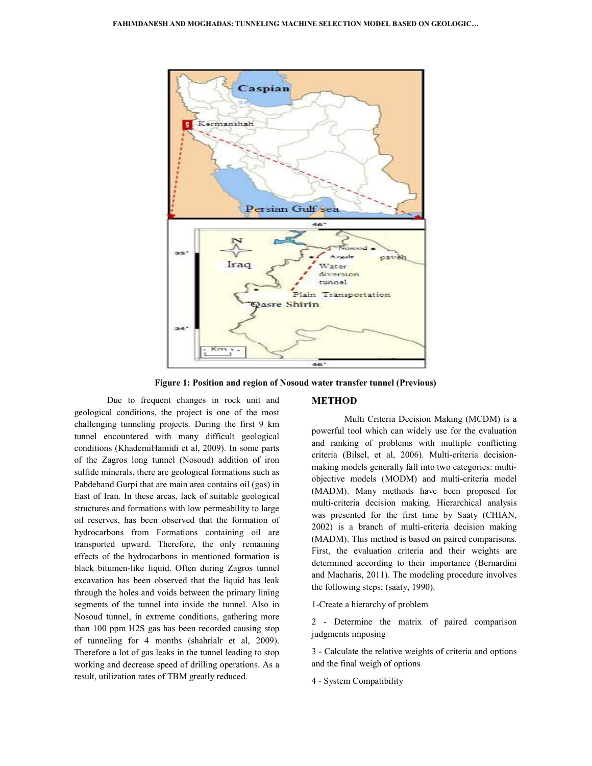Figure 1: Position and region of Nosoud water transfer tunnel (Previous)

Due to frequent changes in rock unit and geological conditions, the project is one of the most challenging tunneling projects. During the first 9 km tunnel encountered with many difficult geological conditions (KhademiHamidi et al, 2009). In some parts of the Zagros long tunnel (Nosoud) addition of iron sulfide minerals, there are geological formations such as Pabdehand Gurpi that are main area contains oil (gas) in East of Iran. In these areas, lack of suitable geological structures and formations with low permeability to large oil reserves, has been observed that the formation of hydrocarbons from Formations containing oil are transported upward. Therefore, the only remaining effects of the hydrocarbons in mentioned formation is black bitumen-like liquid. Often during Zagros tunnel excavation has been observed that the liquid has leak through the holes and voids between the primary lining segments of the tunnel into inside the tunnel. Also in Nosoud tunnel, in extreme conditions, gathering more than 100 ppm $H_2S$ gas has been recorded causing stop of tunneling for 4 months (shahrialr et al, 2009). Therefore a lot of gas leaks in the tunnel leading to stop working and decrease speed of drilling operations. As a result, utilization rates of TBM greatly reduced.

## METHOD

Multi Criteria Decision Making (MCDM) is a powerful tool which can widely use for the evaluation and ranking of problems with multiple conflicting criteria (Bilsel, et al, 2006). Multi-criteria decision-making models generally fall into two categories: multi-objective models (MODM) and multi-criteria model (MADM). Many methods have been proposed for multi-criteria decision making. Hierarchical analysis was presented for the first time by Saaty (CHIAN, 2002) is a branch of multi-criteria decision making (MADM). This method is based on paired comparisons. First, the evaluation criteria and their weights are determined according to their importance (Bernardini and Macharis, 2011). The modeling procedure involves the following steps; (saaty, 1990).

1-Create a hierarchy of problem

2 - Determine the matrix of paired comparison judgments imposing

3 - Calculate the relative weights of criteria and options and the final weigh of options

4 - System Compatibility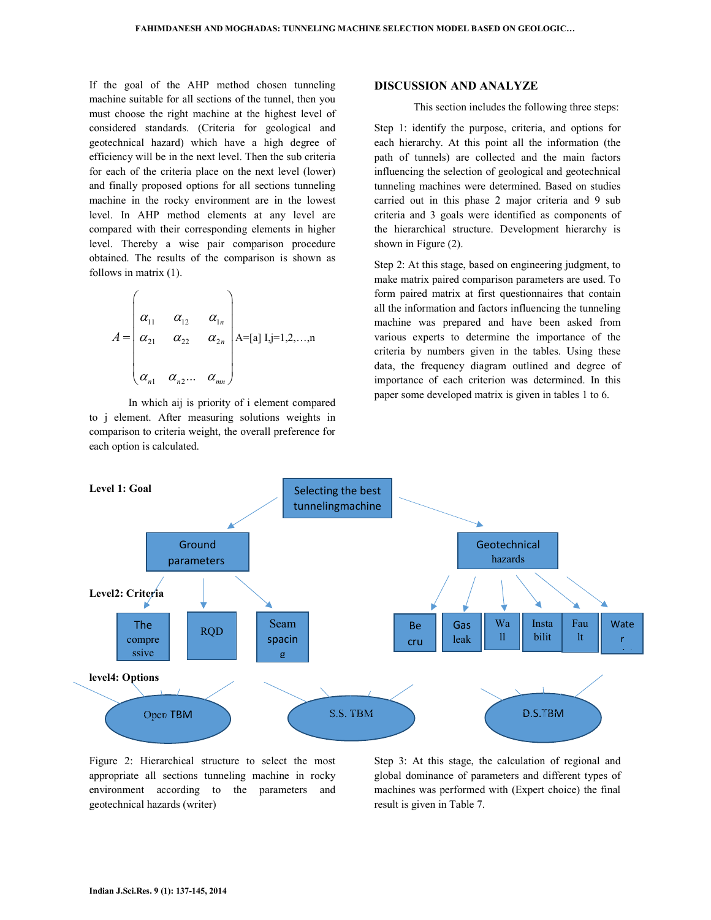If the goal of the AHP method chosen tunneling machine suitable for all sections of the tunnel, then you must choose the right machine at the highest level of considered standards. (Criteria for geological and geotechnical hazard) which have a high degree of efficiency will be in the next level. Then the sub criteria for each of the criteria place on the next level (lower) and finally proposed options for all sections tunneling machine in the rocky environment are in the lowest level. In AHP method elements at any level are compared with their corresponding elements in higher level. Thereby a wise pair comparison procedure obtained. The results of the comparison is shown as follows in matrix (1).

$$A = \begin{pmatrix} \alpha_{11} & \alpha_{12} & \alpha_{1n} \\ \alpha_{21} & \alpha_{22} & \alpha_{2n} \\ \\ \alpha_{n1} & \alpha_{n2}\dots & \alpha_{mn} \end{pmatrix} \text{A=[a] I,j=1,2,…,n}$$

In which aij is priority of i element compared to j element. After measuring solutions weights in comparison to criteria weight, the overall preference for each option is calculated.

## DISCUSSION AND ANALYZE

This section includes the following three steps:

Step 1: identify the purpose, criteria, and options for each hierarchy. At this point all the information (the path of tunnels) are collected and the main factors influencing the selection of geological and geotechnical tunneling machines were determined. Based on studies carried out in this phase 2 major criteria and 9 sub criteria and 3 goals were identified as components of the hierarchical structure. Development hierarchy is shown in Figure (2).

Step 2: At this stage, based on engineering judgment, to make matrix paired comparison parameters are used. To form paired matrix at first questionnaires that contain all the information and factors influencing the tunneling machine was prepared and have been asked from various experts to determine the importance of the criteria by numbers given in the tables. Using these data, the frequency diagram outlined and degree of importance of each criterion was determined. In this paper some developed matrix is given in tables 1 to 6.

Level 1: Goal — Selecting the best tunnelingmachine

Level2: Criteria — Ground parameters; Geotechnical hazards

Ground parameters: The compressive; RQD; Seam spacing

Geotechnical hazards: Becru; Gas leak; Wall; Instabilit; Fault; Water

level4: Options — Open TBM; S.S. TBM; D.S.TBM

Figure 2: Hierarchical structure to select the most appropriate all sections tunneling machine in rocky environment according to the parameters and geotechnical hazards (writer)

Step 3: At this stage, the calculation of regional and global dominance of parameters and different types of machines was performed with (Expert choice) the final result is given in Table 7.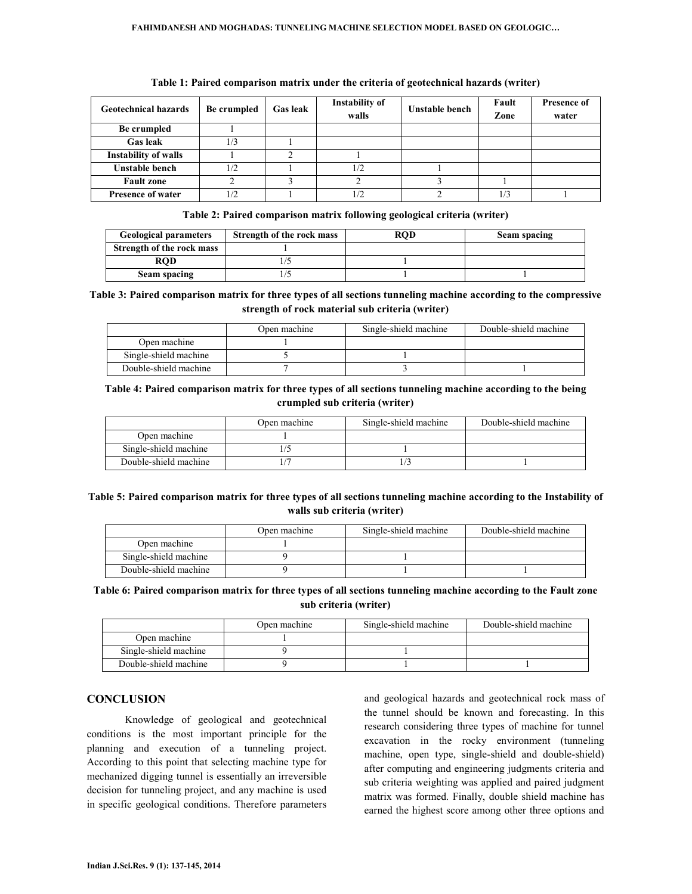**Table 1: Paired comparison matrix under the criteria of geotechnical hazards (writer)**

| Geotechnical hazards | Be crumpled | Gas leak | Instability of walls | Unstable bench | Fault Zone | Presence of water |
|---|---|---|---|---|---|---|
| **Be crumpled** | 1 | | | | | |
| **Gas leak** | 1/3 | 1 | | | | |
| **Instability of walls** | 1 | 2 | 1 | | | |
| **Unstable bench** | 1/2 | 1 | 1/2 | 1 | | |
| **Fault zone** | 2 | 3 | 2 | 3 | 1 | |
| **Presence of water** | 1/2 | 1 | 1/2 | 2 | 1/3 | 1 |

**Table 2: Paired comparison matrix following geological criteria (writer)**

| Geological parameters | Strength of the rock mass | RQD | Seam spacing |
|---|---|---|---|
| **Strength of the rock mass** | 1 | | |
| **RQD** | 1/5 | 1 | |
| **Seam spacing** | 1/5 | 1 | 1 |

**Table 3: Paired comparison matrix for three types of all sections tunneling machine according to the compressive strength of rock material sub criteria (writer)**

| | Open machine | Single-shield machine | Double-shield machine |
|---|---|---|---|
| Open machine | 1 | | |
| Single-shield machine | 5 | 1 | |
| Double-shield machine | 7 | 3 | 1 |

**Table 4: Paired comparison matrix for three types of all sections tunneling machine according to the being crumpled sub criteria (writer)**

| | Open machine | Single-shield machine | Double-shield machine |
|---|---|---|---|
| Open machine | 1 | | |
| Single-shield machine | 1/5 | 1 | |
| Double-shield machine | 1/7 | 1/3 | 1 |

**Table 5: Paired comparison matrix for three types of all sections tunneling machine according to the Instability of walls sub criteria (writer)**

| | Open machine | Single-shield machine | Double-shield machine |
|---|---|---|---|
| Open machine | 1 | | |
| Single-shield machine | 9 | 1 | |
| Double-shield machine | 9 | 1 | 1 |

**Table 6: Paired comparison matrix for three types of all sections tunneling machine according to the Fault zone sub criteria (writer)**

| | Open machine | Single-shield machine | Double-shield machine |
|---|---|---|---|
| Open machine | 1 | | |
| Single-shield machine | 9 | 1 | |
| Double-shield machine | 9 | 1 | 1 |

## CONCLUSION

Knowledge of geological and geotechnical conditions is the most important principle for the planning and execution of a tunneling project. According to this point that selecting machine type for mechanized digging tunnel is essentially an irreversible decision for tunneling project, and any machine is used in specific geological conditions. Therefore parameters and geological hazards and geotechnical rock mass of the tunnel should be known and forecasting. In this research considering three types of machine for tunnel excavation in the rocky environment (tunneling machine, open type, single-shield and double-shield) after computing and engineering judgments criteria and sub criteria weighting was applied and paired judgment matrix was formed. Finally, double shield machine has earned the highest score among other three options and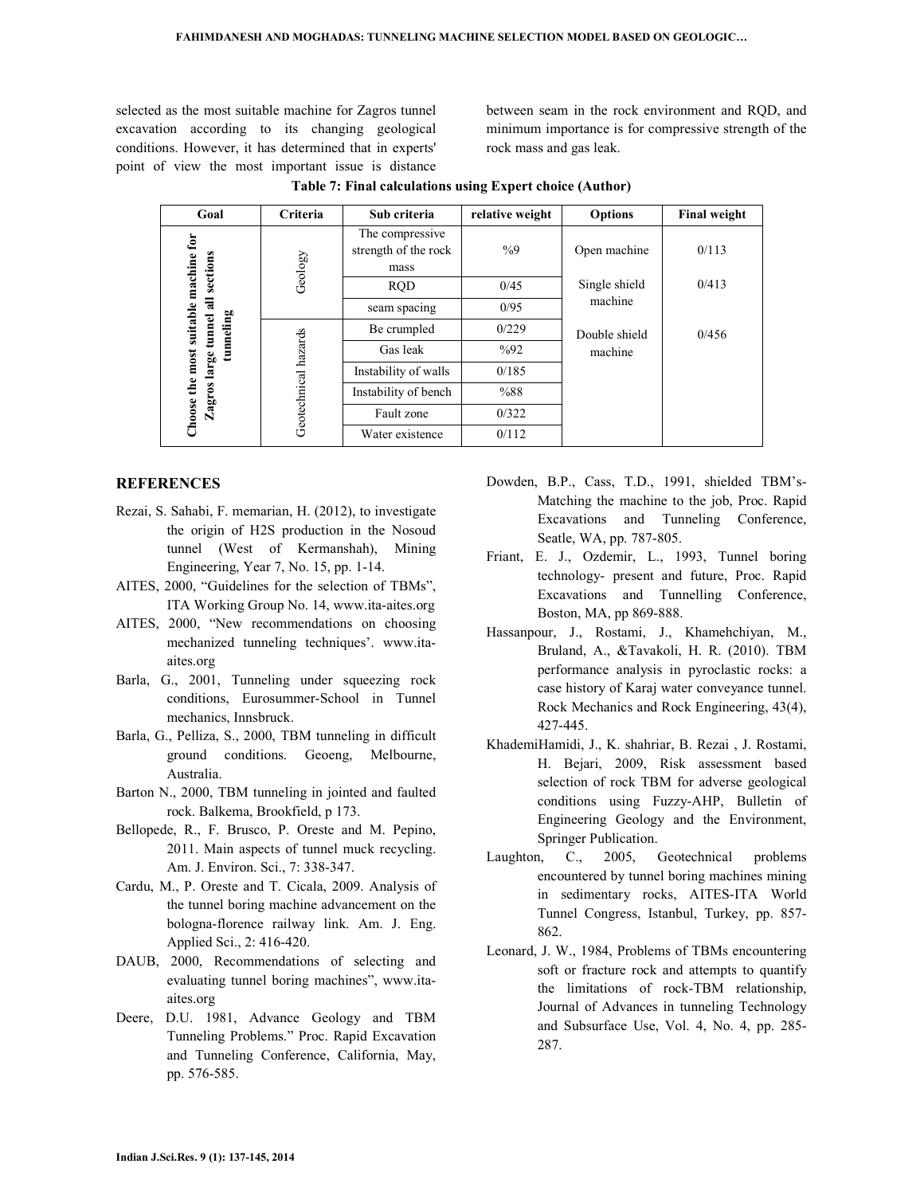selected as the most suitable machine for Zagros tunnel excavation according to its changing geological conditions. However, it has determined that in experts' point of view the most important issue is distance between seam in the rock environment and RQD, and minimum importance is for compressive strength of the rock mass and gas leak.

**Table 7: Final calculations using Expert choice (Author)**

| Goal | Criteria | Sub criteria | relative weight | Options | Final weight |
|---|---|---|---|---|---|
| Choose the most suitable machine for Zagros large tunnel all sections tunneling | Geology | The compressive strength of the rock mass | %9 | Open machine | 0/113 |
| | | RQD | 0/45 | Single shield machine | 0/413 |
| | | seam spacing | 0/95 | | |
| | Geotechnical hazards | Be crumpled | 0/229 | Double shield machine | 0/456 |
| | | Gas leak | %92 | | |
| | | Instability of walls | 0/185 | | |
| | | Instability of bench | %88 | | |
| | | Fault zone | 0/322 | | |
| | | Water existence | 0/112 | | |

## REFERENCES

Rezai, S. Sahabi, F. memarian, H. (2012), to investigate the origin of H2S production in the Nosoud tunnel (West of Kermanshah), Mining Engineering, Year 7, No. 15, pp. 1-14.

AITES, 2000, "Guidelines for the selection of TBMs", ITA Working Group No. 14, www.ita-aites.org

AITES, 2000, "New recommendations on choosing mechanized tunneling techniques'. www.ita-aites.org

Barla, G., 2001, Tunneling under squeezing rock conditions, Eurosummer-School in Tunnel mechanics, Innsbruck.

Barla, G., Pelliza, S., 2000, TBM tunneling in difficult ground conditions. Geoeng, Melbourne, Australia.

Barton N., 2000, TBM tunneling in jointed and faulted rock. Balkema, Brookfield, p 173.

Bellopede, R., F. Brusco, P. Oreste and M. Pepino, 2011. Main aspects of tunnel muck recycling. Am. J. Environ. Sci., 7: 338-347.

Cardu, M., P. Oreste and T. Cicala, 2009. Analysis of the tunnel boring machine advancement on the bologna-florence railway link. Am. J. Eng. Applied Sci., 2: 416-420.

DAUB, 2000, Recommendations of selecting and evaluating tunnel boring machines", www.ita-aites.org

Deere, D.U. 1981, Advance Geology and TBM Tunneling Problems." Proc. Rapid Excavation and Tunneling Conference, California, May, pp. 576-585.

Dowden, B.P., Cass, T.D., 1991, shielded TBM's- Matching the machine to the job, Proc. Rapid Excavations and Tunneling Conference, Seatle, WA, pp. 787-805.

Friant, E. J., Ozdemir, L., 1993, Tunnel boring technology- present and future, Proc. Rapid Excavations and Tunnelling Conference, Boston, MA, pp 869-888.

Hassanpour, J., Rostami, J., Khamehchiyan, M., Bruland, A., &Tavakoli, H. R. (2010). TBM performance analysis in pyroclastic rocks: a case history of Karaj water conveyance tunnel. Rock Mechanics and Rock Engineering, 43(4), 427-445.

KhademiHamidi, J., K. shahriar, B. Rezai , J. Rostami, H. Bejari, 2009, Risk assessment based selection of rock TBM for adverse geological conditions using Fuzzy-AHP, Bulletin of Engineering Geology and the Environment, Springer Publication.

Laughton, C., 2005, Geotechnical problems encountered by tunnel boring machines mining in sedimentary rocks, AITES-ITA World Tunnel Congress, Istanbul, Turkey, pp. 857-862.

Leonard, J. W., 1984, Problems of TBMs encountering soft or fracture rock and attempts to quantify the limitations of rock-TBM relationship, Journal of Advances in tunneling Technology and Subsurface Use, Vol. 4, No. 4, pp. 285-287.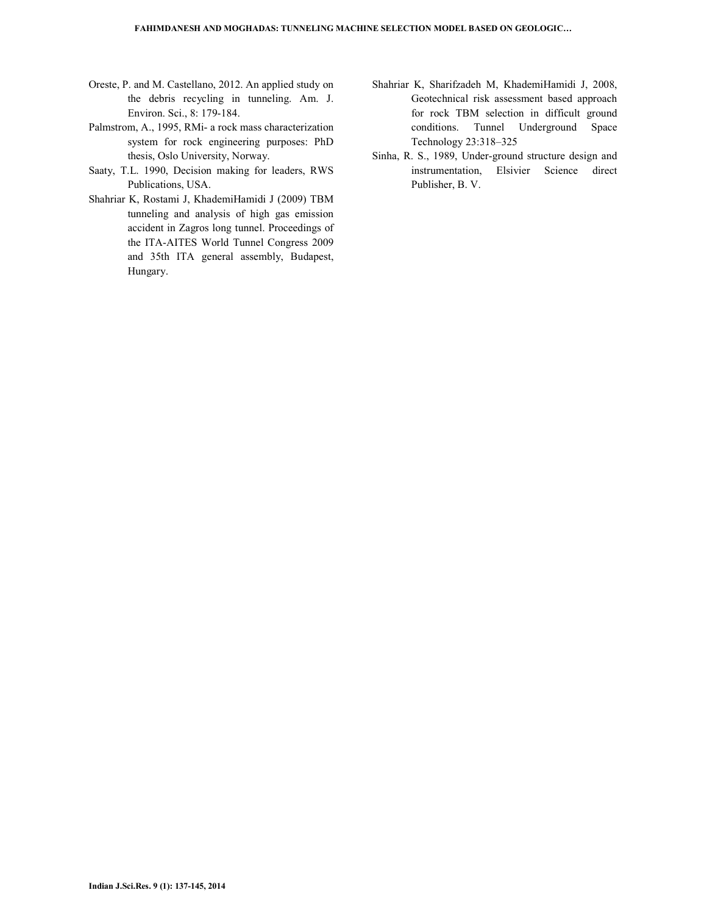Oreste, P. and M. Castellano, 2012. An applied study on the debris recycling in tunneling. Am. J. Environ. Sci., 8: 179-184.

Palmstrom, A., 1995, RMi- a rock mass characterization system for rock engineering purposes: PhD thesis, Oslo University, Norway.

Saaty, T.L. 1990, Decision making for leaders, RWS Publications, USA.

Shahriar K, Rostami J, KhademiHamidi J (2009) TBM tunneling and analysis of high gas emission accident in Zagros long tunnel. Proceedings of the ITA-AITES World Tunnel Congress 2009 and 35th ITA general assembly, Budapest, Hungary.

Shahriar K, Sharifzadeh M, KhademiHamidi J, 2008, Geotechnical risk assessment based approach for rock TBM selection in difficult ground conditions. Tunnel Underground Space Technology 23:318–325

Sinha, R. S., 1989, Under-ground structure design and instrumentation, Elsivier Science direct Publisher, B. V.